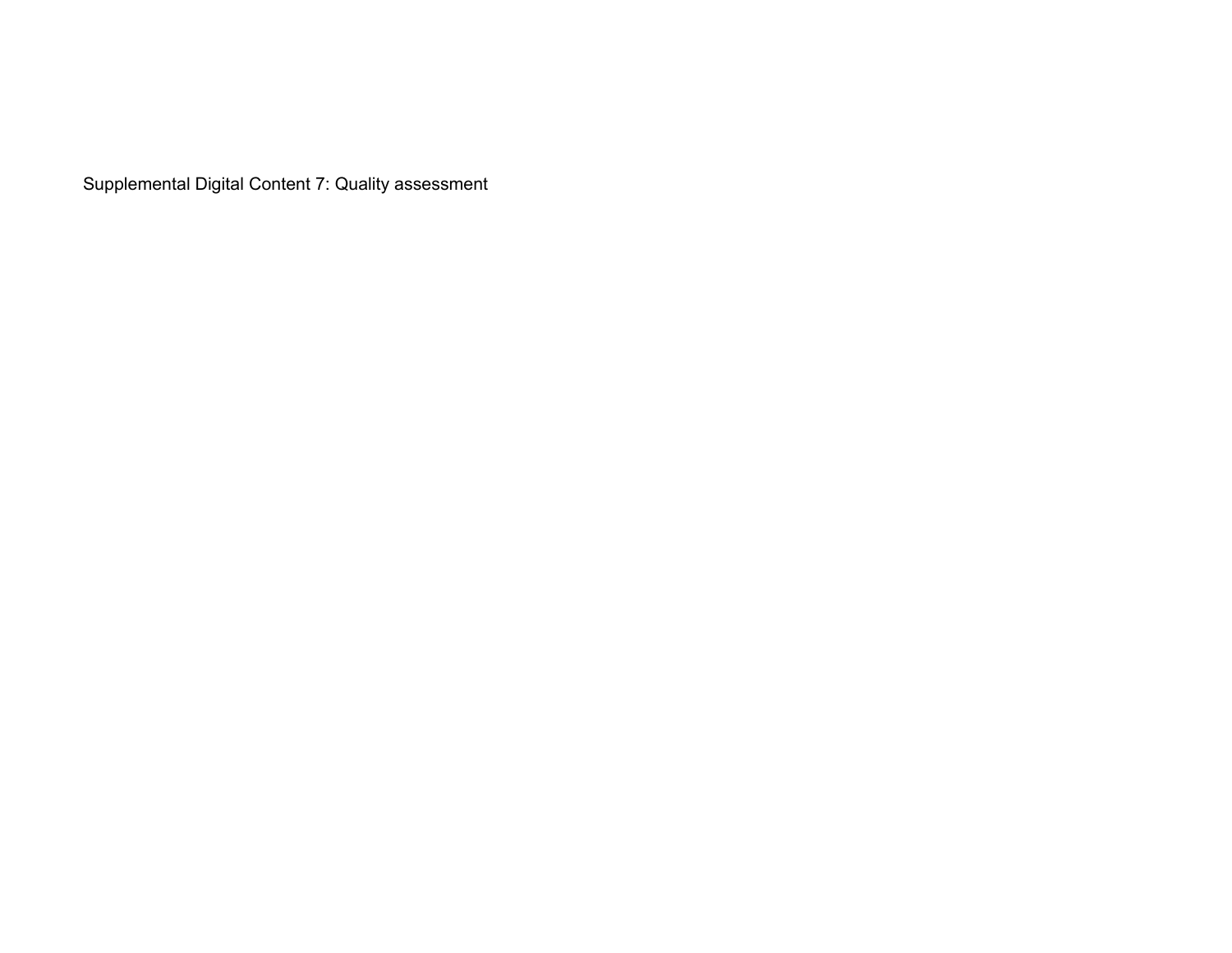Supplemental Digital Content 7: Quality assessment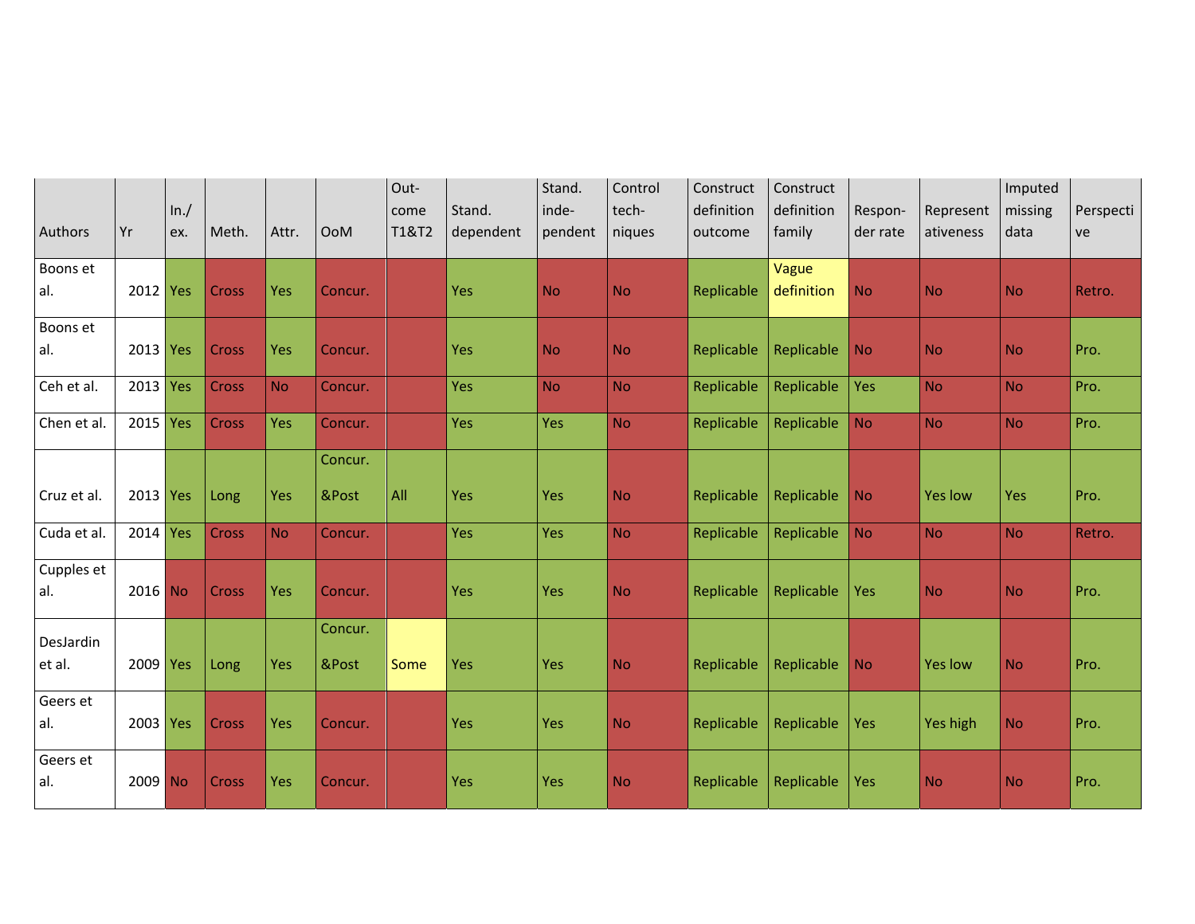| Authors | Yr | In./ ex. | Meth. | Attr. | OoM | Out-come T1&T2 | Stand. dependent | Stand. inde-pendent | Control tech-niques | Construct definition outcome | Construct definition family | Respon-der rate | Represent ativeness | Imputed missing data | Perspecti ve |
|---|---|---|---|---|---|---|---|---|---|---|---|---|---|---|---|
| Boons et al. | 2012 | Yes | Cross | Yes | Concur. | | Yes | No | No | Replicable | Vague definition | No | No | No | Retro. |
| Boons et al. | 2013 | Yes | Cross | Yes | Concur. | | Yes | No | No | Replicable | Replicable | No | No | No | Pro. |
| Ceh et al. | 2013 | Yes | Cross | No | Concur. | | Yes | No | No | Replicable | Replicable | Yes | No | No | Pro. |
| Chen et al. | 2015 | Yes | Cross | Yes | Concur. | | Yes | Yes | No | Replicable | Replicable | No | No | No | Pro. |
| Cruz et al. | 2013 | Yes | Long | Yes | Concur. &Post | All | Yes | Yes | No | Replicable | Replicable | No | Yes low | Yes | Pro. |
| Cuda et al. | 2014 | Yes | Cross | No | Concur. | | Yes | Yes | No | Replicable | Replicable | No | No | No | Retro. |
| Cupples et al. | 2016 | No | Cross | Yes | Concur. | | Yes | Yes | No | Replicable | Replicable | Yes | No | No | Pro. |
| DesJardin et al. | 2009 | Yes | Long | Yes | Concur. &Post | Some | Yes | Yes | No | Replicable | Replicable | No | Yes low | No | Pro. |
| Geers et al. | 2003 | Yes | Cross | Yes | Concur. | | Yes | Yes | No | Replicable | Replicable | Yes | Yes high | No | Pro. |
| Geers et al. | 2009 | No | Cross | Yes | Concur. | | Yes | Yes | No | Replicable | Replicable | Yes | No | No | Pro. |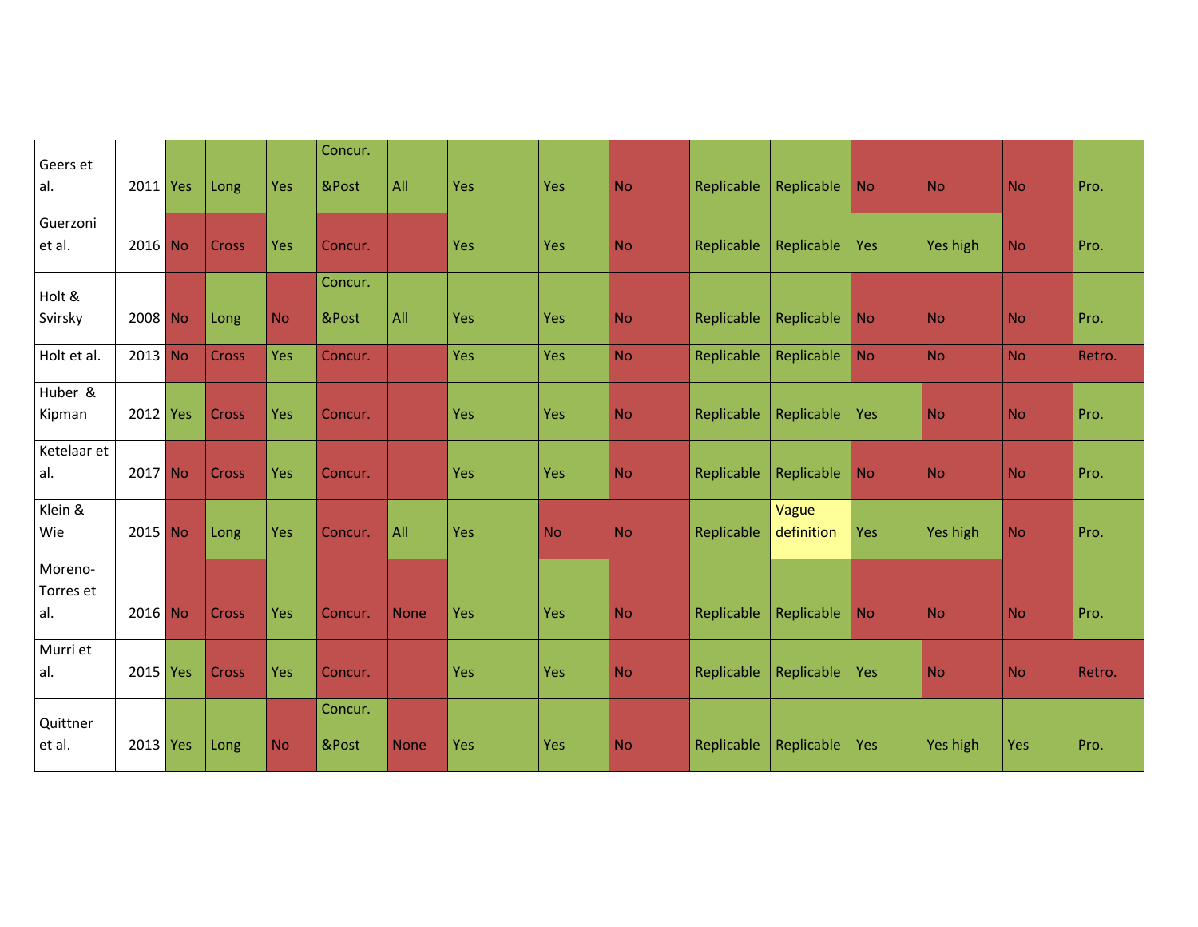| | | | | | | | | | | | | | | | |
|---|---|---|---|---|---|---|---|---|---|---|---|---|---|---|---|
| Geers et al. | 2011 | Yes | Long | Yes | Concur. &Post | All | Yes | Yes | No | Replicable | Replicable | No | No | No | Pro. |
| Guerzoni et al. | 2016 | No | Cross | Yes | Concur. | | Yes | Yes | No | Replicable | Replicable | Yes | Yes high | No | Pro. |
| Holt & Svirsky | 2008 | No | Long | No | Concur. &Post | All | Yes | Yes | No | Replicable | Replicable | No | No | No | Pro. |
| Holt et al. | 2013 | No | Cross | Yes | Concur. | | Yes | Yes | No | Replicable | Replicable | No | No | No | Retro. |
| Huber & Kipman | 2012 | Yes | Cross | Yes | Concur. | | Yes | Yes | No | Replicable | Replicable | Yes | No | No | Pro. |
| Ketelaar et al. | 2017 | No | Cross | Yes | Concur. | | Yes | Yes | No | Replicable | Replicable | No | No | No | Pro. |
| Klein & Wie | 2015 | No | Long | Yes | Concur. | All | Yes | No | No | Replicable | Vague definition | Yes | Yes high | No | Pro. |
| Moreno-Torres et al. | 2016 | No | Cross | Yes | Concur. | None | Yes | Yes | No | Replicable | Replicable | No | No | No | Pro. |
| Murri et al. | 2015 | Yes | Cross | Yes | Concur. | | Yes | Yes | No | Replicable | Replicable | Yes | No | No | Retro. |
| Quittner et al. | 2013 | Yes | Long | No | Concur. &Post | None | Yes | Yes | No | Replicable | Replicable | Yes | Yes high | Yes | Pro. |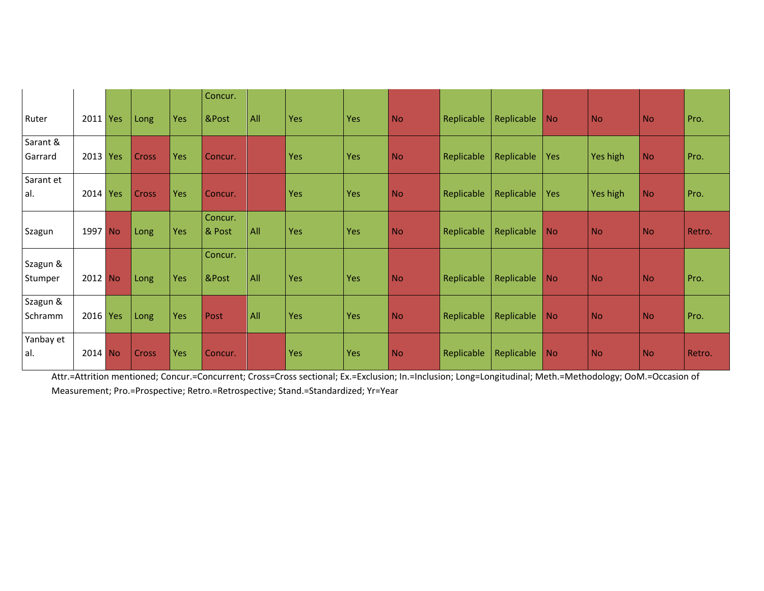| | | | | | | | | | | | | | | | |
|---|---|---|---|---|---|---|---|---|---|---|---|---|---|---|---|
| Ruter | 2011 | Yes | Long | Yes | Concur. &Post | All | Yes | Yes | No | Replicable | Replicable | No | No | No | Pro. |
| Sarant & Garrard | 2013 | Yes | Cross | Yes | Concur. | | Yes | Yes | No | Replicable | Replicable | Yes | Yes high | No | Pro. |
| Sarant et al. | 2014 | Yes | Cross | Yes | Concur. | | Yes | Yes | No | Replicable | Replicable | Yes | Yes high | No | Pro. |
| Szagun | 1997 | No | Long | Yes | Concur. & Post | All | Yes | Yes | No | Replicable | Replicable | No | No | No | Retro. |
| Szagun & Stumper | 2012 | No | Long | Yes | Concur. &Post | All | Yes | Yes | No | Replicable | Replicable | No | No | No | Pro. |
| Szagun & Schramm | 2016 | Yes | Long | Yes | Post | All | Yes | Yes | No | Replicable | Replicable | No | No | No | Pro. |
| Yanbay et al. | 2014 | No | Cross | Yes | Concur. | | Yes | Yes | No | Replicable | Replicable | No | No | No | Retro. |

Attr.=Attrition mentioned; Concur.=Concurrent; Cross=Cross sectional; Ex.=Exclusion; In.=Inclusion; Long=Longitudinal; Meth.=Methodology; OoM.=Occasion of Measurement; Pro.=Prospective; Retro.=Retrospective; Stand.=Standardized; Yr=Year